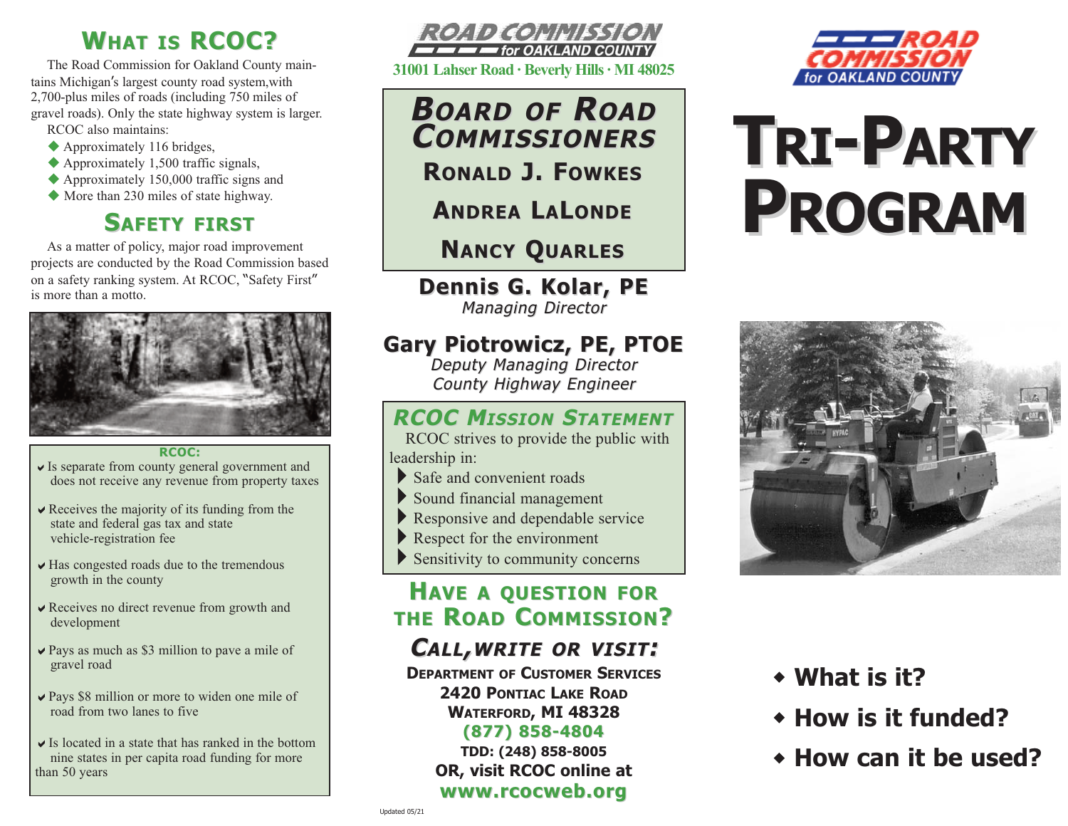## What is RCOC?

The Road Commission for Oakland County maintains Michigan's largest county road system,with 2,700-plus miles of roads (including 750 miles of gravel roads). Only the state highway system is larger.

RCOC also maintains:

- Approximately 116 bridges,
- Approximately 1,500 traffic signals,
- Approximately 150,000 traffic signs and
- More than 230 miles of state highway.

## Safety first

As a matter of policy, major road improvement projects are conducted by the Road Commission based on a safety ranking system. At RCOC, "Safety First" is more than a motto.

**RCOC:**

- Is separate from county general government and does not receive any revenue from property taxes
- Receives the majority of its funding from the state and federal gas tax and state vehicle-registration fee
- Has congested roads due to the tremendous growth in the county
- Receives no direct revenue from growth and development
- Pays as much as $3 million to pave a mile of gravel road
- Pays $8 million or more to widen one mile of road from two lanes to five
- Is located in a state that has ranked in the bottom nine states in per capita road funding for more than 50 years

**ROAD COMMISSION for OAKLAND COUNTY**

31001 Lahser Road · Beverly Hills · MI 48025

## Board of Road Commissioners

**Ronald J. Fowkes**

**Andrea LaLonde**

**Nancy Quarles**

**Dennis G. Kolar, PE**
*Managing Director*

**Gary Piotrowicz, PE, PTOE**
*Deputy Managing Director*
*County Highway Engineer*

## RCOC Mission Statement

RCOC strives to provide the public with leadership in:

- Safe and convenient roads
- Sound financial management
- Responsive and dependable service
- Respect for the environment
- Sensitivity to community concerns

## Have a question for the Road Commission?

### Call, write or visit:

**Department of Customer Services**
**2420 Pontiac Lake Road**
**Waterford, MI 48328**
**(877) 858-4804**
**TDD: (248) 858-8005**
**OR, visit RCOC online at**
**www.rcocweb.org**

Updated 05/21

**ROAD COMMISSION for OAKLAND COUNTY**

# Tri-Party Program

- **What is it?**
- **How is it funded?**
- **How can it be used?**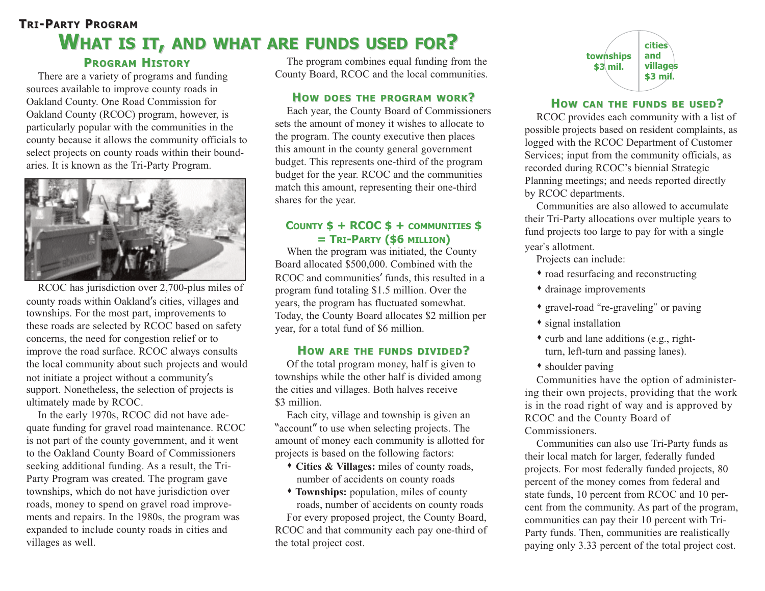**TRI-PARTY PROGRAM**

# WHAT IS IT, AND WHAT ARE FUNDS USED FOR?

## PROGRAM HISTORY

There are a variety of programs and funding sources available to improve county roads in Oakland County. One Road Commission for Oakland County (RCOC) program, however, is particularly popular with the communities in the county because it allows the community officials to select projects on county roads within their boundaries. It is known as the Tri-Party Program.

RCOC has jurisdiction over 2,700-plus miles of county roads within Oakland's cities, villages and townships. For the most part, improvements to these roads are selected by RCOC based on safety concerns, the need for congestion relief or to improve the road surface. RCOC always consults the local community about such projects and would not initiate a project without a community's support. Nonetheless, the selection of projects is ultimately made by RCOC.

In the early 1970s, RCOC did not have adequate funding for gravel road maintenance. RCOC is not part of the county government, and it went to the Oakland County Board of Commissioners seeking additional funding. As a result, the Tri-Party Program was created. The program gave townships, which do not have jurisdiction over roads, money to spend on gravel road improvements and repairs. In the 1980s, the program was expanded to include county roads in cities and villages as well.

The program combines equal funding from the County Board, RCOC and the local communities.

## HOW DOES THE PROGRAM WORK?

Each year, the County Board of Commissioners sets the amount of money it wishes to allocate to the program. The county executive then places this amount in the county general government budget. This represents one-third of the program budget for the year. RCOC and the communities match this amount, representing their one-third shares for the year.

### COUNTY $ + RCOC $ + COMMUNITIES $ = TRI-PARTY ($6 MILLION)

When the program was initiated, the County Board allocated $500,000. Combined with the RCOC and communities' funds, this resulted in a program fund totaling $1.5 million. Over the years, the program has fluctuated somewhat. Today, the County Board allocates $2 million per year, for a total fund of $6 million.

## HOW ARE THE FUNDS DIVIDED?

Of the total program money, half is given to townships while the other half is divided among the cities and villages. Both halves receive $3 million.

Each city, village and township is given an "account" to use when selecting projects. The amount of money each community is allotted for projects is based on the following factors:

- **Cities & Villages:** miles of county roads, number of accidents on county roads
- **Townships:** population, miles of county roads, number of accidents on county roads

For every proposed project, the County Board, RCOC and that community each pay one-third of the total project cost.

townships $3 mil.

cities and villages $3 mil.

## HOW CAN THE FUNDS BE USED?

RCOC provides each community with a list of possible projects based on resident complaints, as logged with the RCOC Department of Customer Services; input from the community officials, as recorded during RCOC's biennial Strategic Planning meetings; and needs reported directly by RCOC departments.

Communities are also allowed to accumulate their Tri-Party allocations over multiple years to fund projects too large to pay for with a single year's allotment.

Projects can include:

- road resurfacing and reconstructing
- drainage improvements
- gravel-road "re-graveling" or paving
- signal installation
- curb and lane additions (e.g., right-turn, left-turn and passing lanes).
- shoulder paving

Communities have the option of administering their own projects, providing that the work is in the road right of way and is approved by RCOC and the County Board of Commissioners.

Communities can also use Tri-Party funds as their local match for larger, federally funded projects. For most federally funded projects, 80 percent of the money comes from federal and state funds, 10 percent from RCOC and 10 percent from the community. As part of the program, communities can pay their 10 percent with Tri-Party funds. Then, communities are realistically paying only 3.33 percent of the total project cost.